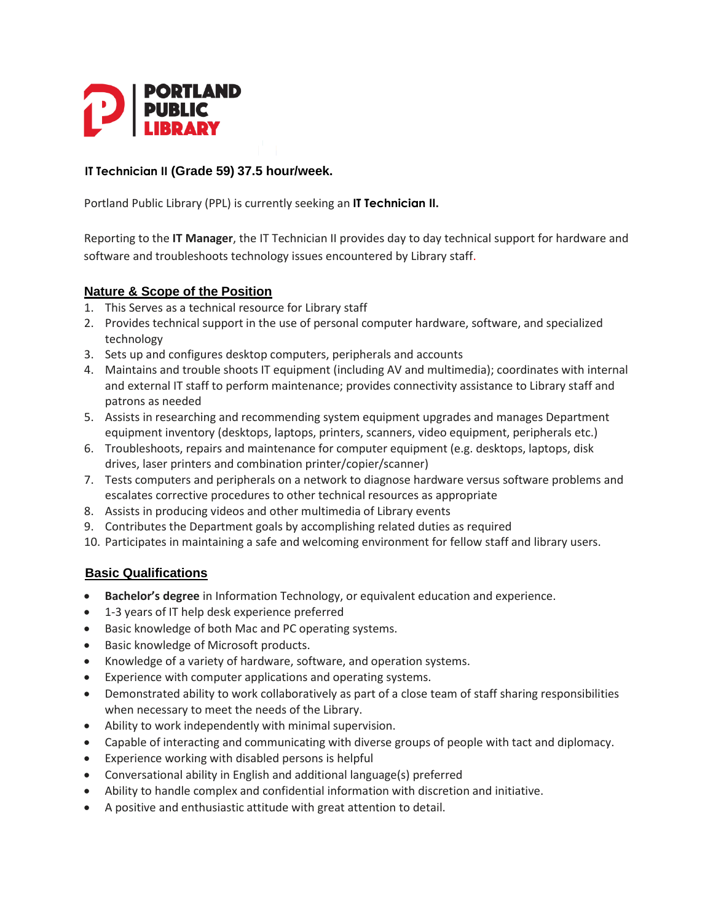PORTLAND PUBLIC LIBRARY

# IT Technician II (Grade 59) 37.5 hour/week.

Portland Public Library (PPL) is currently seeking an **IT Technician II.**

Reporting to the **IT Manager**, the IT Technician II provides day to day technical support for hardware and software and troubleshoots technology issues encountered by Library staff.

## Nature & Scope of the Position

1. This Serves as a technical resource for Library staff
2. Provides technical support in the use of personal computer hardware, software, and specialized technology
3. Sets up and configures desktop computers, peripherals and accounts
4. Maintains and trouble shoots IT equipment (including AV and multimedia); coordinates with internal and external IT staff to perform maintenance; provides connectivity assistance to Library staff and patrons as needed
5. Assists in researching and recommending system equipment upgrades and manages Department equipment inventory (desktops, laptops, printers, scanners, video equipment, peripherals etc.)
6. Troubleshoots, repairs and maintenance for computer equipment (e.g. desktops, laptops, disk drives, laser printers and combination printer/copier/scanner)
7. Tests computers and peripherals on a network to diagnose hardware versus software problems and escalates corrective procedures to other technical resources as appropriate
8. Assists in producing videos and other multimedia of Library events
9. Contributes the Department goals by accomplishing related duties as required
10. Participates in maintaining a safe and welcoming environment for fellow staff and library users.

## Basic Qualifications

- **Bachelor's degree** in Information Technology, or equivalent education and experience.
- 1-3 years of IT help desk experience preferred
- Basic knowledge of both Mac and PC operating systems.
- Basic knowledge of Microsoft products.
- Knowledge of a variety of hardware, software, and operation systems.
- Experience with computer applications and operating systems.
- Demonstrated ability to work collaboratively as part of a close team of staff sharing responsibilities when necessary to meet the needs of the Library.
- Ability to work independently with minimal supervision.
- Capable of interacting and communicating with diverse groups of people with tact and diplomacy.
- Experience working with disabled persons is helpful
- Conversational ability in English and additional language(s) preferred
- Ability to handle complex and confidential information with discretion and initiative.
- A positive and enthusiastic attitude with great attention to detail.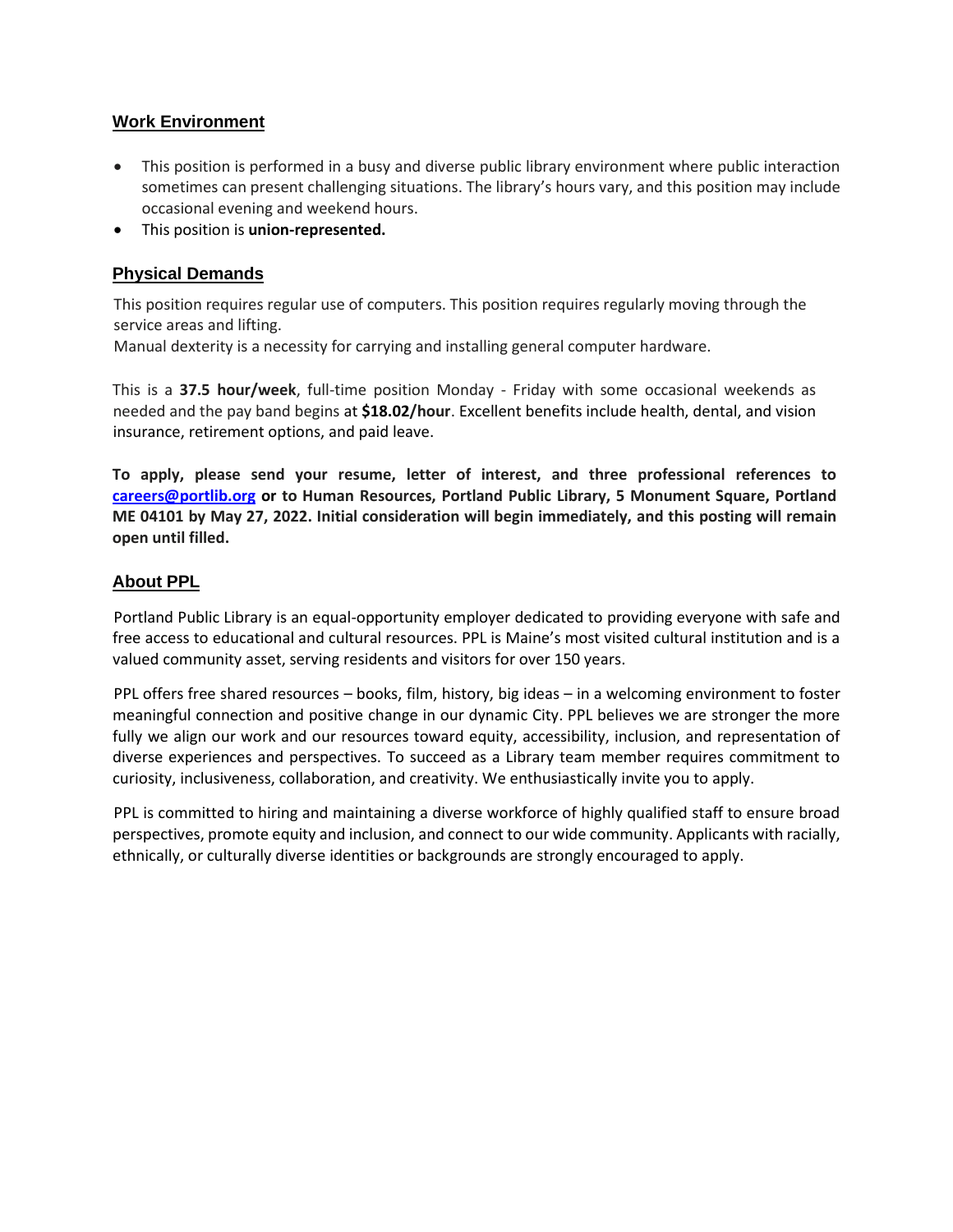## Work Environment

- This position is performed in a busy and diverse public library environment where public interaction sometimes can present challenging situations. The library's hours vary, and this position may include occasional evening and weekend hours.
- This position is **union-represented.**

## Physical Demands

This position requires regular use of computers. This position requires regularly moving through the service areas and lifting.
Manual dexterity is a necessity for carrying and installing general computer hardware.

This is a **37.5 hour/week**, full-time position Monday - Friday with some occasional weekends as needed and the pay band begins at **$18.02/hour**. Excellent benefits include health, dental, and vision insurance, retirement options, and paid leave.

**To apply, please send your resume, letter of interest, and three professional references to careers@portlib.org or to Human Resources, Portland Public Library, 5 Monument Square, Portland ME 04101 by May 27, 2022. Initial consideration will begin immediately, and this posting will remain open until filled.**

## About PPL

Portland Public Library is an equal-opportunity employer dedicated to providing everyone with safe and free access to educational and cultural resources. PPL is Maine's most visited cultural institution and is a valued community asset, serving residents and visitors for over 150 years.

PPL offers free shared resources – books, film, history, big ideas – in a welcoming environment to foster meaningful connection and positive change in our dynamic City. PPL believes we are stronger the more fully we align our work and our resources toward equity, accessibility, inclusion, and representation of diverse experiences and perspectives. To succeed as a Library team member requires commitment to curiosity, inclusiveness, collaboration, and creativity. We enthusiastically invite you to apply.

PPL is committed to hiring and maintaining a diverse workforce of highly qualified staff to ensure broad perspectives, promote equity and inclusion, and connect to our wide community. Applicants with racially, ethnically, or culturally diverse identities or backgrounds are strongly encouraged to apply.